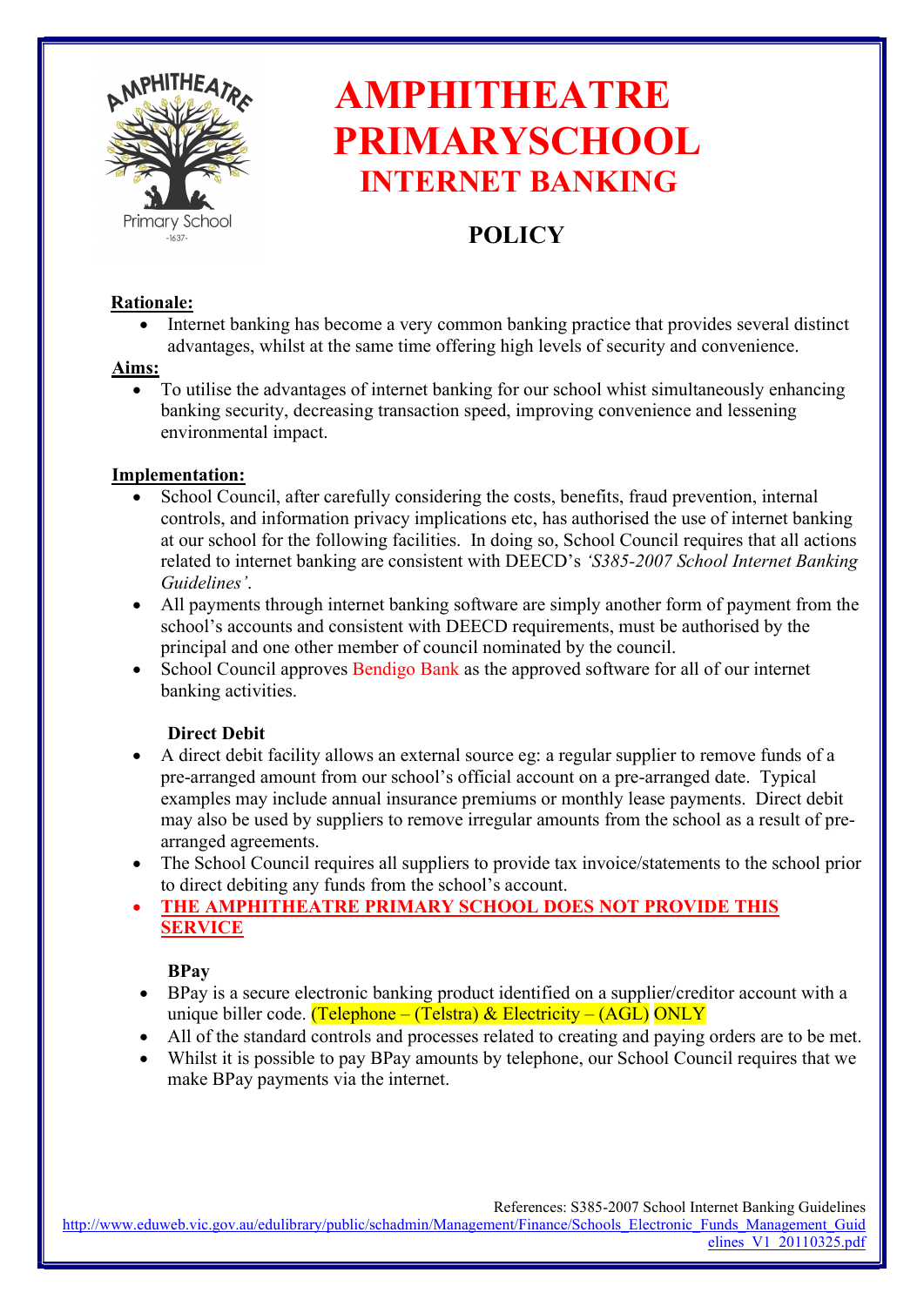# AMPHITHEATRE PRIMARYSCHOOL INTERNET BANKING

## POLICY

**Rationale:**

- Internet banking has become a very common banking practice that provides several distinct advantages, whilst at the same time offering high levels of security and convenience.

**Aims:**

- To utilise the advantages of internet banking for our school whist simultaneously enhancing banking security, decreasing transaction speed, improving convenience and lessening environmental impact.

**Implementation:**

- School Council, after carefully considering the costs, benefits, fraud prevention, internal controls, and information privacy implications etc, has authorised the use of internet banking at our school for the following facilities. In doing so, School Council requires that all actions related to internet banking are consistent with DEECD's *'S385-2007 School Internet Banking Guidelines'*.
- All payments through internet banking software are simply another form of payment from the school's accounts and consistent with DEECD requirements, must be authorised by the principal and one other member of council nominated by the council.
- School Council approves Bendigo Bank as the approved software for all of our internet banking activities.

**Direct Debit**

- A direct debit facility allows an external source eg: a regular supplier to remove funds of a pre-arranged amount from our school's official account on a pre-arranged date. Typical examples may include annual insurance premiums or monthly lease payments. Direct debit may also be used by suppliers to remove irregular amounts from the school as a result of pre-arranged agreements.
- The School Council requires all suppliers to provide tax invoice/statements to the school prior to direct debiting any funds from the school's account.
- **THE AMPHITHEATRE PRIMARY SCHOOL DOES NOT PROVIDE THIS SERVICE**

**BPay**

- BPay is a secure electronic banking product identified on a supplier/creditor account with a unique biller code. (Telephone – (Telstra) & Electricity – (AGL) ONLY
- All of the standard controls and processes related to creating and paying orders are to be met.
- Whilst it is possible to pay BPay amounts by telephone, our School Council requires that we make BPay payments via the internet.

References: S385-2007 School Internet Banking Guidelines
http://www.eduweb.vic.gov.au/edulibrary/public/schadmin/Management/Finance/Schools_Electronic_Funds_Management_Guidelines_V1_20110325.pdf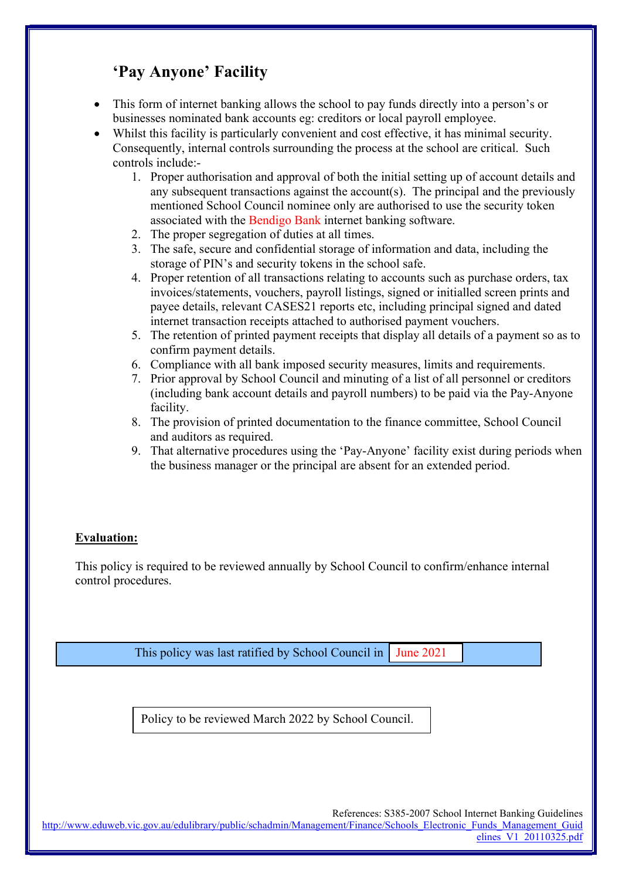## 'Pay Anyone' Facility

- This form of internet banking allows the school to pay funds directly into a person's or businesses nominated bank accounts eg: creditors or local payroll employee.
- Whilst this facility is particularly convenient and cost effective, it has minimal security. Consequently, internal controls surrounding the process at the school are critical. Such controls include:-
  1. Proper authorisation and approval of both the initial setting up of account details and any subsequent transactions against the account(s). The principal and the previously mentioned School Council nominee only are authorised to use the security token associated with the Bendigo Bank internet banking software.
  2. The proper segregation of duties at all times.
  3. The safe, secure and confidential storage of information and data, including the storage of PIN's and security tokens in the school safe.
  4. Proper retention of all transactions relating to accounts such as purchase orders, tax invoices/statements, vouchers, payroll listings, signed or initialled screen prints and payee details, relevant CASES21 reports etc, including principal signed and dated internet transaction receipts attached to authorised payment vouchers.
  5. The retention of printed payment receipts that display all details of a payment so as to confirm payment details.
  6. Compliance with all bank imposed security measures, limits and requirements.
  7. Prior approval by School Council and minuting of a list of all personnel or creditors (including bank account details and payroll numbers) to be paid via the Pay-Anyone facility.
  8. The provision of printed documentation to the finance committee, School Council and auditors as required.
  9. That alternative procedures using the 'Pay-Anyone' facility exist during periods when the business manager or the principal are absent for an extended period.

**Evaluation:**

This policy is required to be reviewed annually by School Council to confirm/enhance internal control procedures.

This policy was last ratified by School Council in June 2021

Policy to be reviewed March 2022 by School Council.

References: S385-2007 School Internet Banking Guidelines
http://www.eduweb.vic.gov.au/edulibrary/public/schadmin/Management/Finance/Schools_Electronic_Funds_Management_Guidelines_V1_20110325.pdf